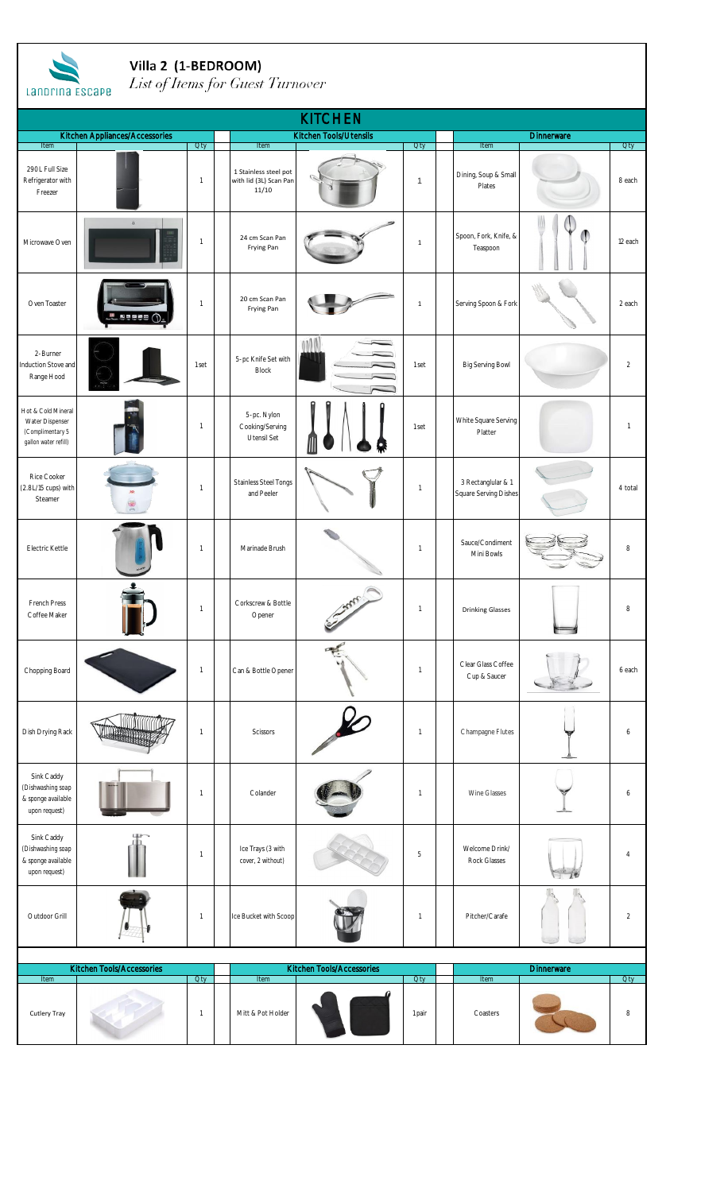Landrina Escape

# Villa 2 (1-BEDROOM)

*List of Items for Guest Turnover*

## KITCHEN

| Kitchen Appliances/Accessories | | | | Kitchen Tools/Utensils | | | | Dinnerware | | |
|---|---|---|---|---|---|---|---|---|---|---|
| Item | | Qty | | Item | | Qty | | Item | | Qty |
| 290L Full Size Refrigerator with Freezer | | 1 | | 1 Stainless steel pot with lid (3L) Scan Pan 11/10 | | 1 | | Dining, Soup & Small Plates | | 8 each |
| Microwave Oven | | 1 | | 24 cm Scan Pan Frying Pan | | 1 | | Spoon, Fork, Knife, & Teaspoon | | 12 each |
| Oven Toaster | | 1 | | 20 cm Scan Pan Frying Pan | | 1 | | Serving Spoon & Fork | | 2 each |
| 2-Burner Induction Stove and Range Hood | | 1set | | 5-pc Knife Set with Block | | 1set | | Big Serving Bowl | | 2 |
| Hot & Cold Mineral Water Dispenser (Complimentary 5 gallon water refill) | | 1 | | 5-pc. Nylon Cooking/Serving Utensil Set | | 1set | | White Square Serving Platter | | 1 |
| Rice Cooker (2.8L/15 cups) with Steamer | | 1 | | Stainless Steel Tongs and Peeler | | 1 | | 3 Rectanglular & 1 Square Serving Dishes | | 4 total |
| Electric Kettle | | 1 | | Marinade Brush | | 1 | | Sauce/Condiment Mini Bowls | | 8 |
| French Press Coffee Maker | | 1 | | Corkscrew & Bottle Opener | | 1 | | Drinking Glasses | | 8 |
| Chopping Board | | 1 | | Can & Bottle Opener | | 1 | | Clear Glass Coffee Cup & Saucer | | 6 each |
| Dish Drying Rack | | 1 | | Scissors | | 1 | | Champagne Flutes | | 6 |
| Sink Caddy (Dishwashing soap & sponge available upon request) | | 1 | | Colander | | 1 | | Wine Glasses | | 6 |
| Sink Caddy (Dishwashing soap & sponge available upon request) | | 1 | | Ice Trays (3 with cover, 2 without) | | 5 | | Welcome Drink/ Rock Glasses | | 4 |
| Outdoor Grill | | 1 | | Ice Bucket with Scoop | | 1 | | Pitcher/Carafe | | 2 |

| Kitchen Tools/Accessories | | | | Kitchen Tools/Accessories | | | | Dinnerware | | |
|---|---|---|---|---|---|---|---|---|---|---|
| Item | | Qty | | Item | | Qty | | Item | | Qty |
| Cutlery Tray | | 1 | | Mitt & Pot Holder | | 1pair | | Coasters | | 8 |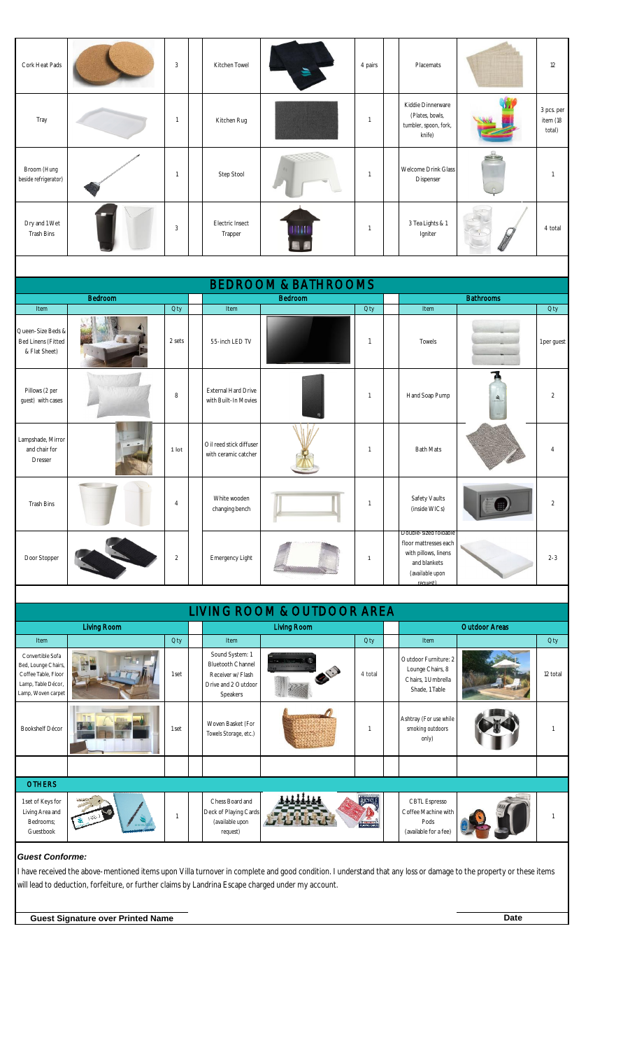| | | | | | | | | | | |
|---|---|---|---|---|---|---|---|---|---|---|
| Cork Heat Pads | | 3 | | Kitchen Towel | | 4 pairs | | Placemats | | 12 |
| Tray | | 1 | | Kitchen Rug | | 1 | | Kiddie Dinnerware (Plates, bowls, tumbler, spoon, fork, knife) | | 3 pcs. per item (18 total) |
| Broom (Hung beside refrigerator) | | 1 | | Step Stool | | 1 | | Welcome Drink Glass Dispenser | | 1 |
| Dry and 1 Wet Trash Bins | | 3 | | Electric Insect Trapper | | 1 | | 3 Tea Lights & 1 Igniter | | 4 total |

## BEDROOM & BATHROOMS

| Bedroom | | | | Bedroom | | | | Bathrooms | | |
|---|---|---|---|---|---|---|---|---|---|---|
| Item | | Qty | | Item | | Qty | | Item | | Qty |
| Queen-Size Beds & Bed Linens (Fitted & Flat Sheet) | | 2 sets | | 55-inch LED TV | | 1 | | Towels | | 1 per guest |
| Pillows (2 per guest) with cases | | 8 | | External Hard Drive with Built-In Movies | | 1 | | Hand Soap Pump | | 2 |
| Lampshade, Mirror and chair for Dresser | | 1 lot | | Oil reed stick diffuser with ceramic catcher | | 1 | | Bath Mats | | 4 |
| Trash Bins | | 4 | | White wooden changing bench | | 1 | | Safety Vaults (inside WICs) | | 2 |
| Door Stopper | | 2 | | Emergency Light | | 1 | | Double-sized foldable floor mattresses each with pillows, linens and blankets (available upon request) | | 2-3 |

## LIVING ROOM & OUTDOOR AREA

| Living Room | | | | Living Room | | | | Outdoor Areas | | |
|---|---|---|---|---|---|---|---|---|---|---|
| Item | | Qty | | Item | | Qty | | Item | | Qty |
| Convertible Sofa Bed, Lounge Chairs, Coffee Table, Floor Lamp, Table Décor, Lamp, Woven carpet | | 1 set | | Sound System: 1 Bluetooth Channel Receiver w/ Flash Drive and 2 Outdoor Speakers | | 4 total | | Outdoor Furniture: 2 Lounge Chairs, 8 Chairs, 1 Umbrella Shade, 1 Table | | 12 total |
| Bookshelf Décor | | 1 set | | Woven Basket (For Towels Storage, etc.) | | 1 | | Ashtray (For use while smoking outdoors only) | | 1 |
| **OTHERS** | | | | | | | | | | |
| 1 set of Keys for Living Area and Bedrooms; Guestbook | | 1 | | Chess Board and Deck of Playing Cards (available upon request) | | | | CBTL Espresso Coffee Machine with Pods (available for a fee) | | 1 |

***Guest Conforme:***

I have received the above-mentioned items upon Villa turnover in complete and good condition. I understand that any loss or damage to the property or these items will lead to deduction, forfeiture, or further claims by Landrina Escape charged under my account.

**Guest Signature over Printed Name** **Date**